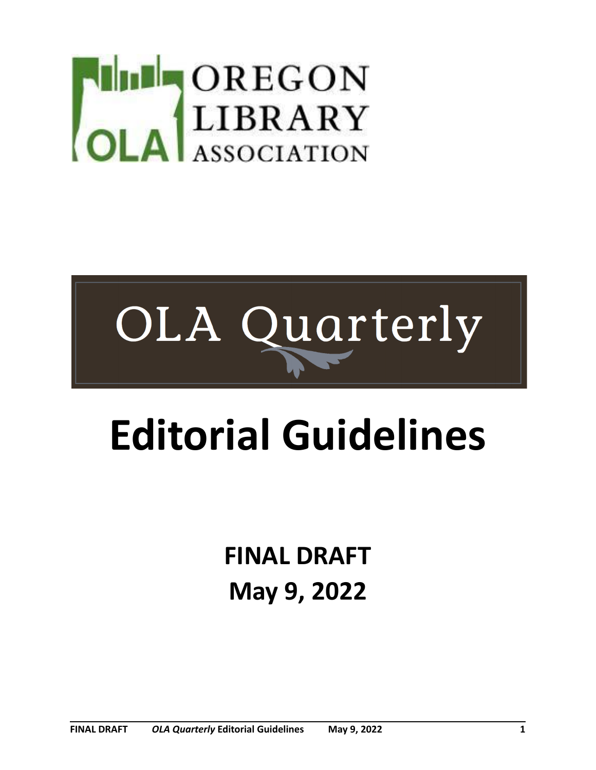OREGON LIBRARY ASSOCIATION

OLA

OLA Quarterly

# Editorial Guidelines

**FINAL DRAFT**

**May 9, 2022**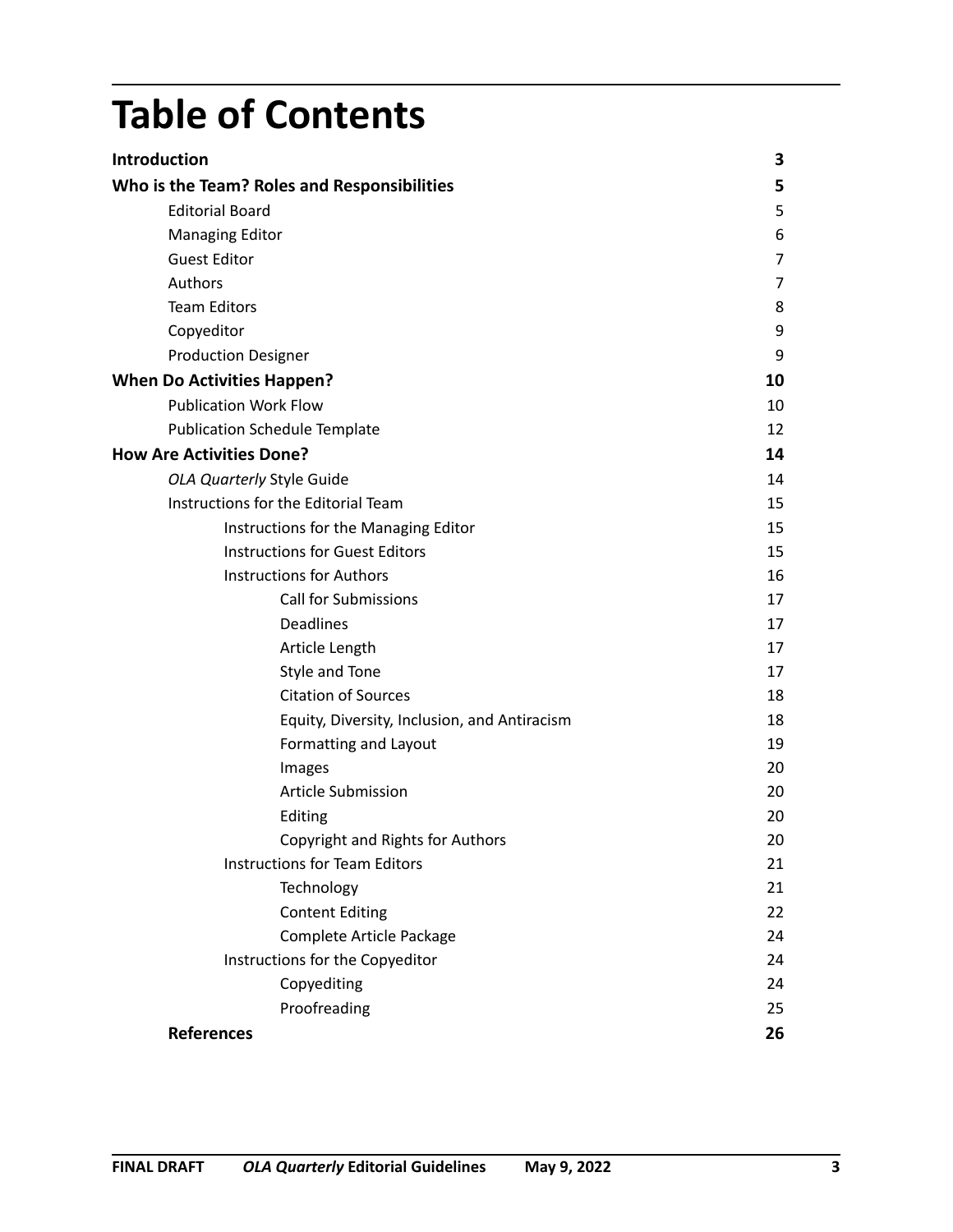# Table of Contents

| | |
|---|---|
| **Introduction** | **3** |
| **Who is the Team? Roles and Responsibilities** | **5** |
| Editorial Board | 5 |
| Managing Editor | 6 |
| Guest Editor | 7 |
| Authors | 7 |
| Team Editors | 8 |
| Copyeditor | 9 |
| Production Designer | 9 |
| **When Do Activities Happen?** | **10** |
| Publication Work Flow | 10 |
| Publication Schedule Template | 12 |
| **How Are Activities Done?** | **14** |
| *OLA Quarterly* Style Guide | 14 |
| Instructions for the Editorial Team | 15 |
| Instructions for the Managing Editor | 15 |
| Instructions for Guest Editors | 15 |
| Instructions for Authors | 16 |
| Call for Submissions | 17 |
| Deadlines | 17 |
| Article Length | 17 |
| Style and Tone | 17 |
| Citation of Sources | 18 |
| Equity, Diversity, Inclusion, and Antiracism | 18 |
| Formatting and Layout | 19 |
| Images | 20 |
| Article Submission | 20 |
| Editing | 20 |
| Copyright and Rights for Authors | 20 |
| Instructions for Team Editors | 21 |
| Technology | 21 |
| Content Editing | 22 |
| Complete Article Package | 24 |
| Instructions for the Copyeditor | 24 |
| Copyediting | 24 |
| Proofreading | 25 |
| **References** | **26** |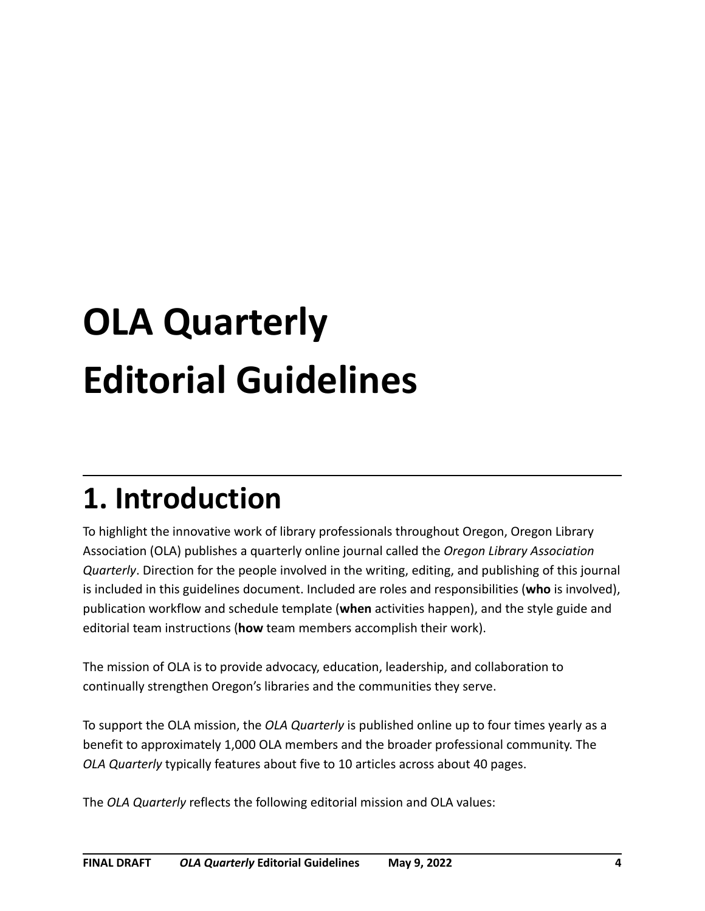# OLA Quarterly Editorial Guidelines

## 1. Introduction

To highlight the innovative work of library professionals throughout Oregon, Oregon Library Association (OLA) publishes a quarterly online journal called the *Oregon Library Association Quarterly*. Direction for the people involved in the writing, editing, and publishing of this journal is included in this guidelines document. Included are roles and responsibilities (**who** is involved), publication workflow and schedule template (**when** activities happen), and the style guide and editorial team instructions (**how** team members accomplish their work).

The mission of OLA is to provide advocacy, education, leadership, and collaboration to continually strengthen Oregon's libraries and the communities they serve.

To support the OLA mission, the *OLA Quarterly* is published online up to four times yearly as a benefit to approximately 1,000 OLA members and the broader professional community. The *OLA Quarterly* typically features about five to 10 articles across about 40 pages.

The *OLA Quarterly* reflects the following editorial mission and OLA values: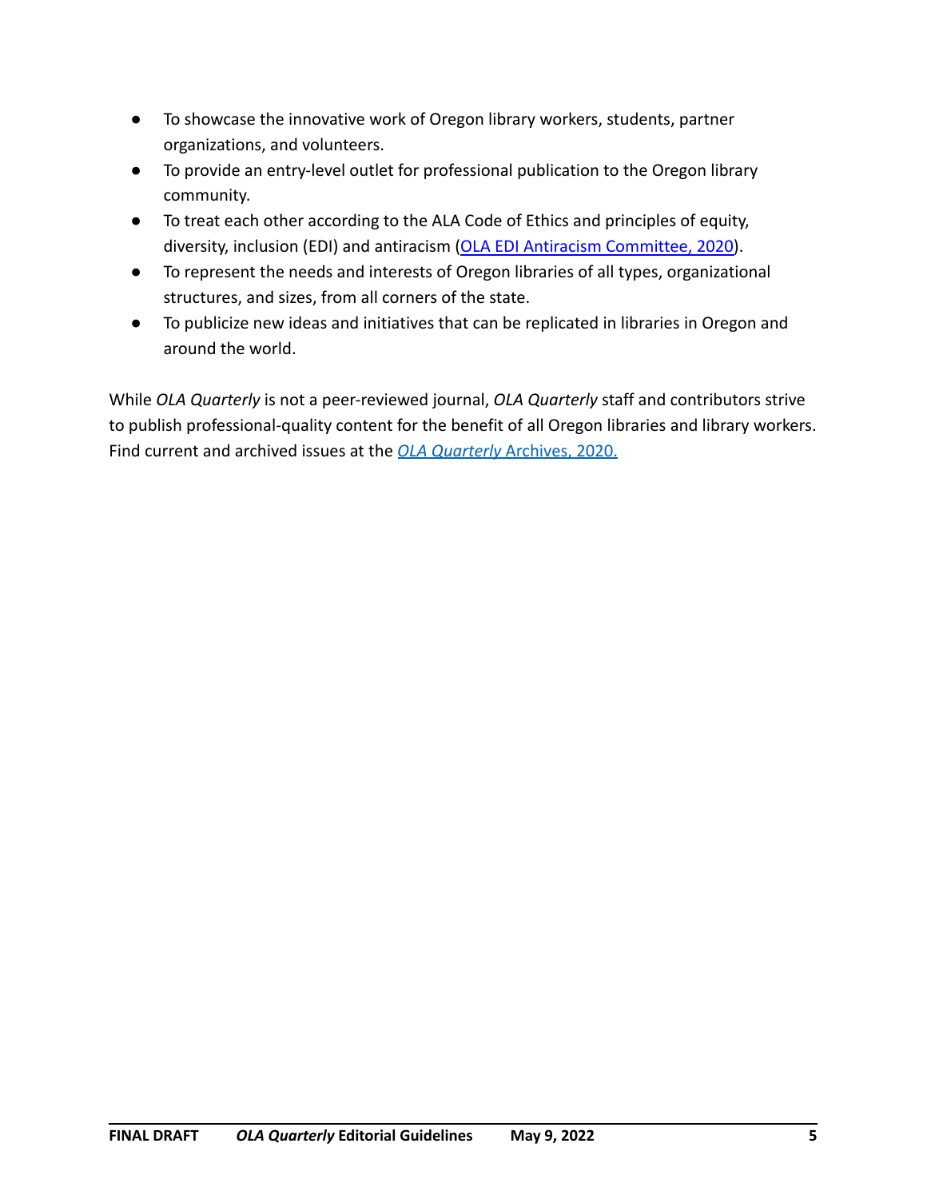- To showcase the innovative work of Oregon library workers, students, partner organizations, and volunteers.
- To provide an entry-level outlet for professional publication to the Oregon library community.
- To treat each other according to the ALA Code of Ethics and principles of equity, diversity, inclusion (EDI) and antiracism (OLA EDI Antiracism Committee, 2020).
- To represent the needs and interests of Oregon libraries of all types, organizational structures, and sizes, from all corners of the state.
- To publicize new ideas and initiatives that can be replicated in libraries in Oregon and around the world.

While *OLA Quarterly* is not a peer-reviewed journal, *OLA Quarterly* staff and contributors strive to publish professional-quality content for the benefit of all Oregon libraries and library workers. Find current and archived issues at the *OLA Quarterly* Archives, 2020.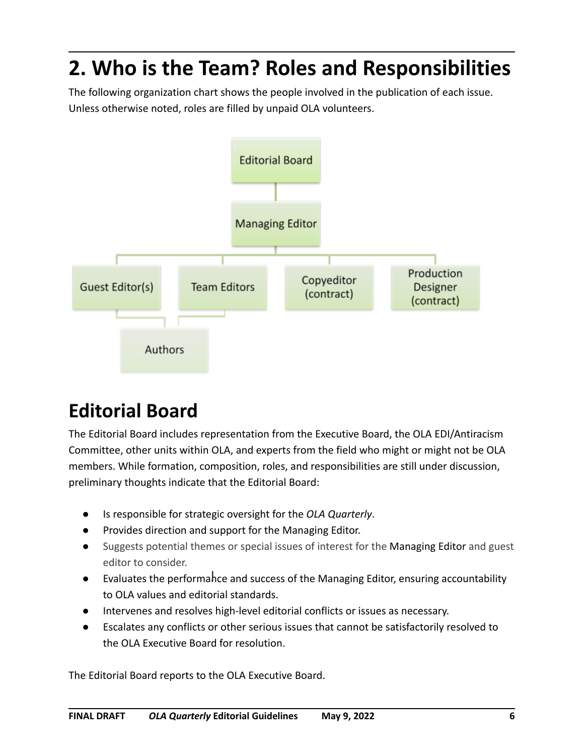# 2. Who is the Team? Roles and Responsibilities

The following organization chart shows the people involved in the publication of each issue. Unless otherwise noted, roles are filled by unpaid OLA volunteers.

- Editorial Board
  - Managing Editor
    - Guest Editor(s)
      - Authors
    - Team Editors
      - Authors
    - Copyeditor (contract)
    - Production Designer (contract)

## Editorial Board

The Editorial Board includes representation from the Executive Board, the OLA EDI/Antiracism Committee, other units within OLA, and experts from the field who might or might not be OLA members. While formation, composition, roles, and responsibilities are still under discussion, preliminary thoughts indicate that the Editorial Board:

- Is responsible for strategic oversight for the *OLA Quarterly*.
- Provides direction and support for the Managing Editor.
- Suggests potential themes or special issues of interest for the Managing Editor and guest editor to consider.
- Evaluates the performance and success of the Managing Editor, ensuring accountability to OLA values and editorial standards.
- Intervenes and resolves high-level editorial conflicts or issues as necessary.
- Escalates any conflicts or other serious issues that cannot be satisfactorily resolved to the OLA Executive Board for resolution.

The Editorial Board reports to the OLA Executive Board.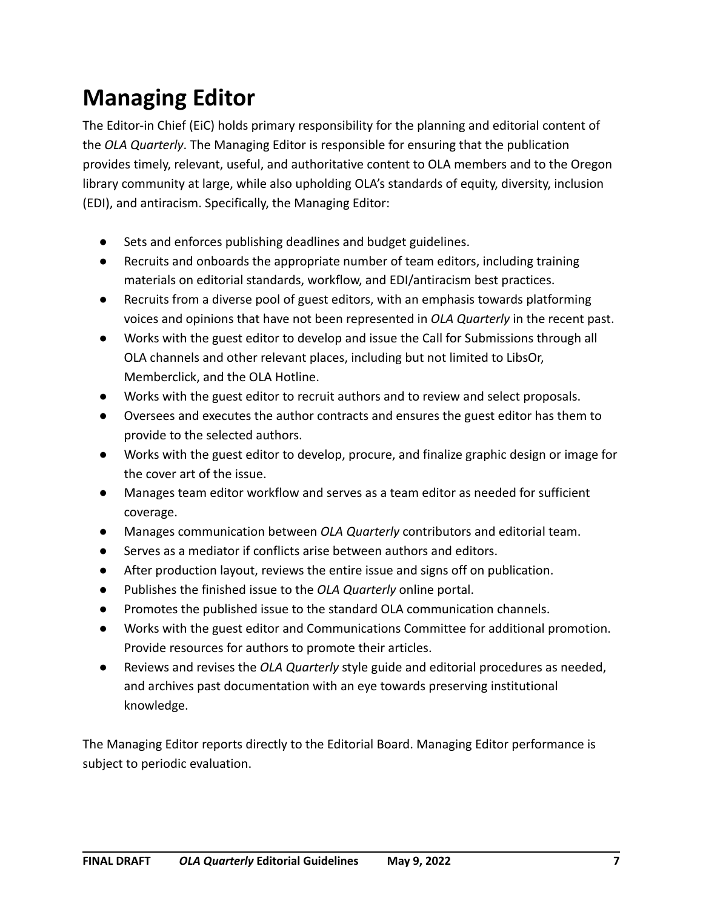# Managing Editor

The Editor-in Chief (EiC) holds primary responsibility for the planning and editorial content of the *OLA Quarterly*. The Managing Editor is responsible for ensuring that the publication provides timely, relevant, useful, and authoritative content to OLA members and to the Oregon library community at large, while also upholding OLA's standards of equity, diversity, inclusion (EDI), and antiracism. Specifically, the Managing Editor:

- Sets and enforces publishing deadlines and budget guidelines.
- Recruits and onboards the appropriate number of team editors, including training materials on editorial standards, workflow, and EDI/antiracism best practices.
- Recruits from a diverse pool of guest editors, with an emphasis towards platforming voices and opinions that have not been represented in *OLA Quarterly* in the recent past.
- Works with the guest editor to develop and issue the Call for Submissions through all OLA channels and other relevant places, including but not limited to LibsOr, Memberclick, and the OLA Hotline.
- Works with the guest editor to recruit authors and to review and select proposals.
- Oversees and executes the author contracts and ensures the guest editor has them to provide to the selected authors.
- Works with the guest editor to develop, procure, and finalize graphic design or image for the cover art of the issue.
- Manages team editor workflow and serves as a team editor as needed for sufficient coverage.
- Manages communication between *OLA Quarterly* contributors and editorial team.
- Serves as a mediator if conflicts arise between authors and editors.
- After production layout, reviews the entire issue and signs off on publication.
- Publishes the finished issue to the *OLA Quarterly* online portal.
- Promotes the published issue to the standard OLA communication channels.
- Works with the guest editor and Communications Committee for additional promotion. Provide resources for authors to promote their articles.
- Reviews and revises the *OLA Quarterly* style guide and editorial procedures as needed, and archives past documentation with an eye towards preserving institutional knowledge.

The Managing Editor reports directly to the Editorial Board. Managing Editor performance is subject to periodic evaluation.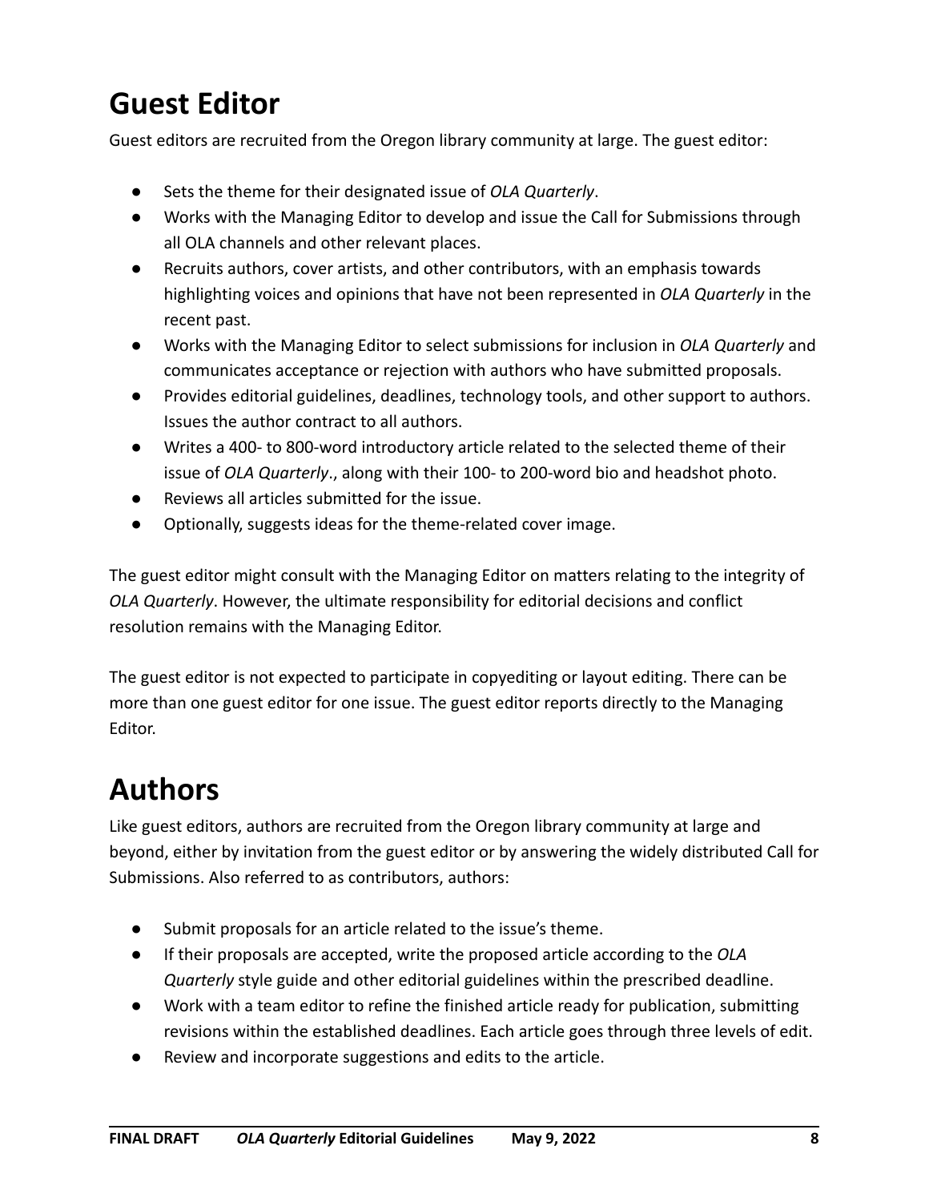# Guest Editor

Guest editors are recruited from the Oregon library community at large. The guest editor:

- Sets the theme for their designated issue of *OLA Quarterly*.
- Works with the Managing Editor to develop and issue the Call for Submissions through all OLA channels and other relevant places.
- Recruits authors, cover artists, and other contributors, with an emphasis towards highlighting voices and opinions that have not been represented in *OLA Quarterly* in the recent past.
- Works with the Managing Editor to select submissions for inclusion in *OLA Quarterly* and communicates acceptance or rejection with authors who have submitted proposals.
- Provides editorial guidelines, deadlines, technology tools, and other support to authors. Issues the author contract to all authors.
- Writes a 400- to 800-word introductory article related to the selected theme of their issue of *OLA Quarterly*., along with their 100- to 200-word bio and headshot photo.
- Reviews all articles submitted for the issue.
- Optionally, suggests ideas for the theme-related cover image.

The guest editor might consult with the Managing Editor on matters relating to the integrity of *OLA Quarterly*. However, the ultimate responsibility for editorial decisions and conflict resolution remains with the Managing Editor.

The guest editor is not expected to participate in copyediting or layout editing. There can be more than one guest editor for one issue. The guest editor reports directly to the Managing Editor.

# Authors

Like guest editors, authors are recruited from the Oregon library community at large and beyond, either by invitation from the guest editor or by answering the widely distributed Call for Submissions. Also referred to as contributors, authors:

- Submit proposals for an article related to the issue's theme.
- If their proposals are accepted, write the proposed article according to the *OLA Quarterly* style guide and other editorial guidelines within the prescribed deadline.
- Work with a team editor to refine the finished article ready for publication, submitting revisions within the established deadlines. Each article goes through three levels of edit.
- Review and incorporate suggestions and edits to the article.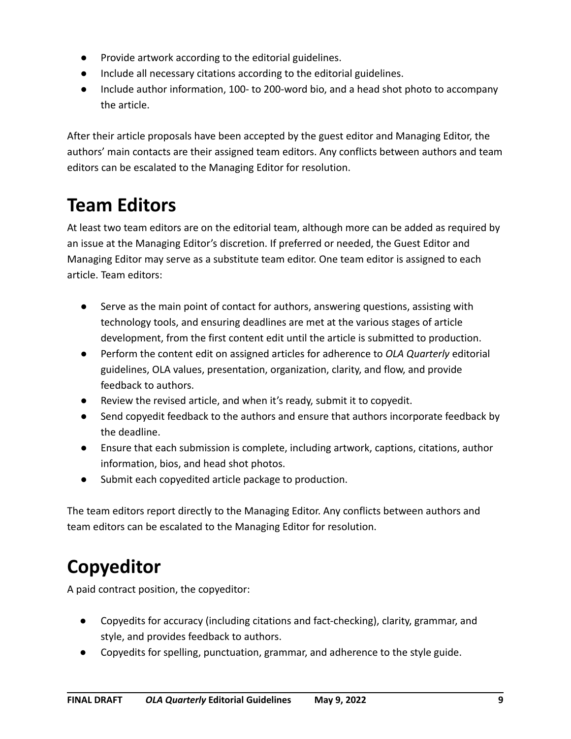- Provide artwork according to the editorial guidelines.
- Include all necessary citations according to the editorial guidelines.
- Include author information, 100- to 200-word bio, and a head shot photo to accompany the article.

After their article proposals have been accepted by the guest editor and Managing Editor, the authors' main contacts are their assigned team editors. Any conflicts between authors and team editors can be escalated to the Managing Editor for resolution.

# Team Editors

At least two team editors are on the editorial team, although more can be added as required by an issue at the Managing Editor's discretion. If preferred or needed, the Guest Editor and Managing Editor may serve as a substitute team editor. One team editor is assigned to each article. Team editors:

- Serve as the main point of contact for authors, answering questions, assisting with technology tools, and ensuring deadlines are met at the various stages of article development, from the first content edit until the article is submitted to production.
- Perform the content edit on assigned articles for adherence to *OLA Quarterly* editorial guidelines, OLA values, presentation, organization, clarity, and flow, and provide feedback to authors.
- Review the revised article, and when it's ready, submit it to copyedit.
- Send copyedit feedback to the authors and ensure that authors incorporate feedback by the deadline.
- Ensure that each submission is complete, including artwork, captions, citations, author information, bios, and head shot photos.
- Submit each copyedited article package to production.

The team editors report directly to the Managing Editor. Any conflicts between authors and team editors can be escalated to the Managing Editor for resolution.

# Copyeditor

A paid contract position, the copyeditor:

- Copyedits for accuracy (including citations and fact-checking), clarity, grammar, and style, and provides feedback to authors.
- Copyedits for spelling, punctuation, grammar, and adherence to the style guide.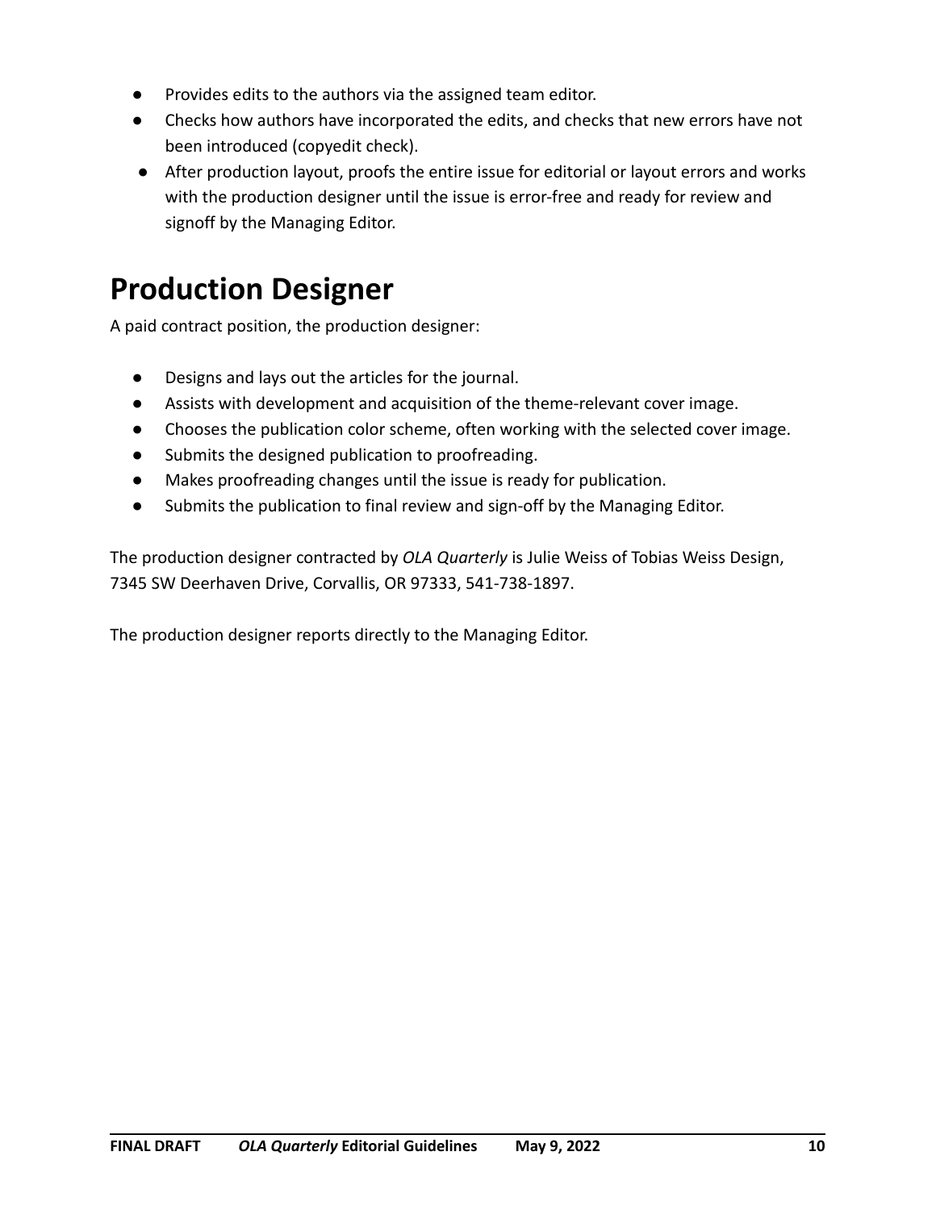- Provides edits to the authors via the assigned team editor.
- Checks how authors have incorporated the edits, and checks that new errors have not been introduced (copyedit check).
- After production layout, proofs the entire issue for editorial or layout errors and works with the production designer until the issue is error-free and ready for review and signoff by the Managing Editor.

# Production Designer

A paid contract position, the production designer:

- Designs and lays out the articles for the journal.
- Assists with development and acquisition of the theme-relevant cover image.
- Chooses the publication color scheme, often working with the selected cover image.
- Submits the designed publication to proofreading.
- Makes proofreading changes until the issue is ready for publication.
- Submits the publication to final review and sign-off by the Managing Editor.

The production designer contracted by *OLA Quarterly* is Julie Weiss of Tobias Weiss Design, 7345 SW Deerhaven Drive, Corvallis, OR 97333, 541-738-1897.

The production designer reports directly to the Managing Editor.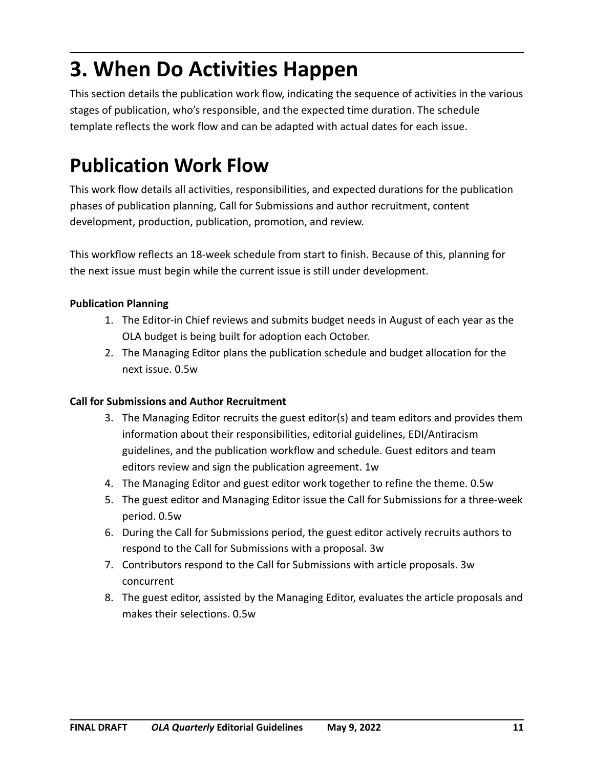# 3. When Do Activities Happen

This section details the publication work flow, indicating the sequence of activities in the various stages of publication, who's responsible, and the expected time duration. The schedule template reflects the work flow and can be adapted with actual dates for each issue.

# Publication Work Flow

This work flow details all activities, responsibilities, and expected durations for the publication phases of publication planning, Call for Submissions and author recruitment, content development, production, publication, promotion, and review.

This workflow reflects an 18-week schedule from start to finish. Because of this, planning for the next issue must begin while the current issue is still under development.

**Publication Planning**

1. The Editor-in Chief reviews and submits budget needs in August of each year as the OLA budget is being built for adoption each October.
2. The Managing Editor plans the publication schedule and budget allocation for the next issue. 0.5w

**Call for Submissions and Author Recruitment**

3. The Managing Editor recruits the guest editor(s) and team editors and provides them information about their responsibilities, editorial guidelines, EDI/Antiracism guidelines, and the publication workflow and schedule. Guest editors and team editors review and sign the publication agreement. 1w
4. The Managing Editor and guest editor work together to refine the theme. 0.5w
5. The guest editor and Managing Editor issue the Call for Submissions for a three-week period. 0.5w
6. During the Call for Submissions period, the guest editor actively recruits authors to respond to the Call for Submissions with a proposal. 3w
7. Contributors respond to the Call for Submissions with article proposals. 3w concurrent
8. The guest editor, assisted by the Managing Editor, evaluates the article proposals and makes their selections. 0.5w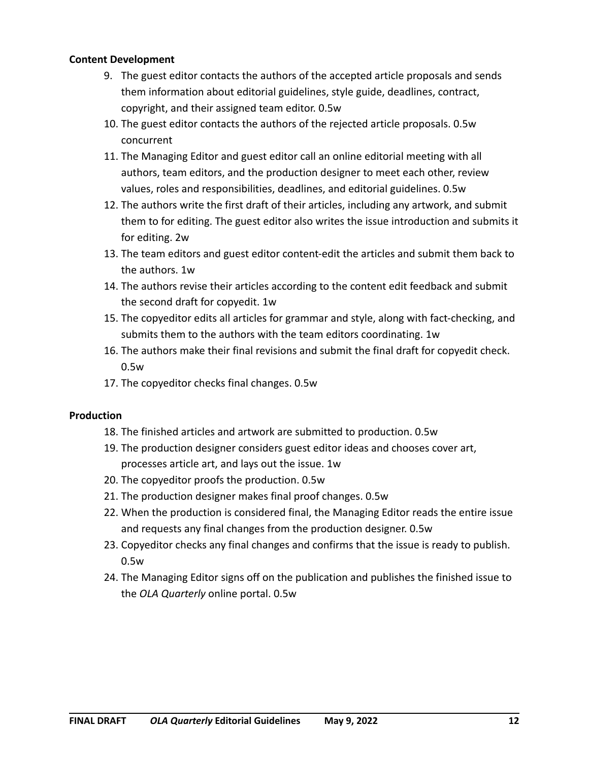**Content Development**

9. The guest editor contacts the authors of the accepted article proposals and sends them information about editorial guidelines, style guide, deadlines, contract, copyright, and their assigned team editor. 0.5w
10. The guest editor contacts the authors of the rejected article proposals. 0.5w concurrent
11. The Managing Editor and guest editor call an online editorial meeting with all authors, team editors, and the production designer to meet each other, review values, roles and responsibilities, deadlines, and editorial guidelines. 0.5w
12. The authors write the first draft of their articles, including any artwork, and submit them to for editing. The guest editor also writes the issue introduction and submits it for editing. 2w
13. The team editors and guest editor content-edit the articles and submit them back to the authors. 1w
14. The authors revise their articles according to the content edit feedback and submit the second draft for copyedit. 1w
15. The copyeditor edits all articles for grammar and style, along with fact-checking, and submits them to the authors with the team editors coordinating. 1w
16. The authors make their final revisions and submit the final draft for copyedit check. 0.5w
17. The copyeditor checks final changes. 0.5w

**Production**

18. The finished articles and artwork are submitted to production. 0.5w
19. The production designer considers guest editor ideas and chooses cover art, processes article art, and lays out the issue. 1w
20. The copyeditor proofs the production. 0.5w
21. The production designer makes final proof changes. 0.5w
22. When the production is considered final, the Managing Editor reads the entire issue and requests any final changes from the production designer. 0.5w
23. Copyeditor checks any final changes and confirms that the issue is ready to publish. 0.5w
24. The Managing Editor signs off on the publication and publishes the finished issue to the *OLA Quarterly* online portal. 0.5w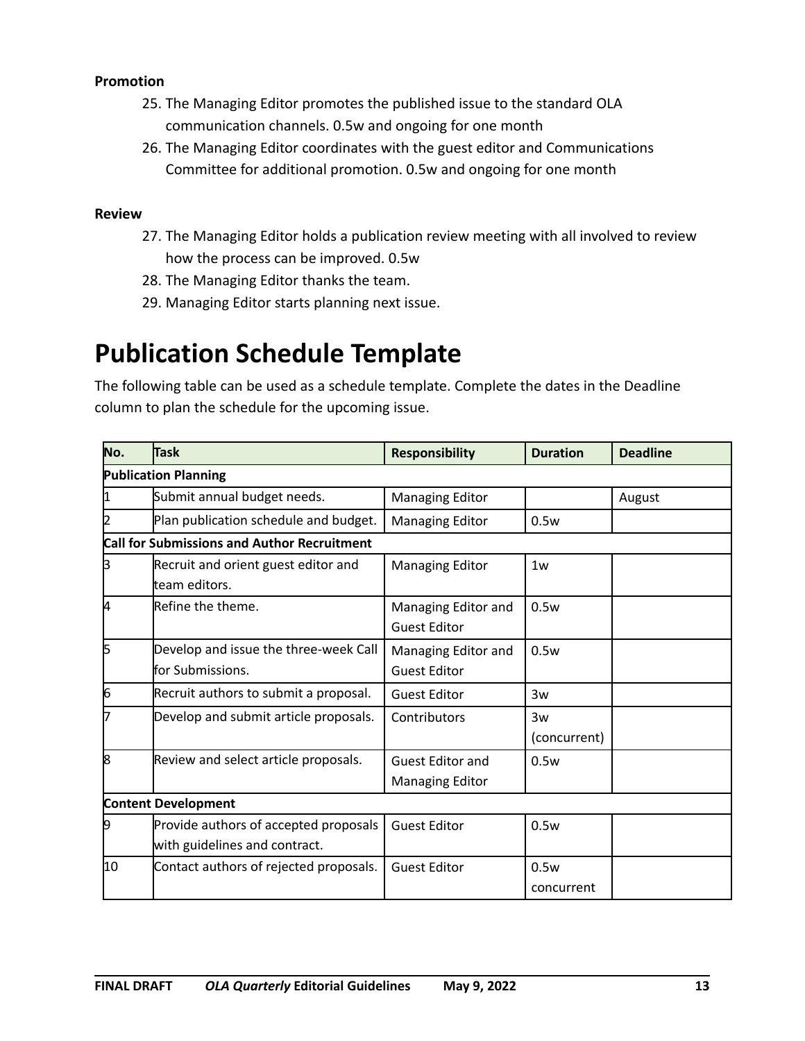**Promotion**

25. The Managing Editor promotes the published issue to the standard OLA communication channels. 0.5w and ongoing for one month
26. The Managing Editor coordinates with the guest editor and Communications Committee for additional promotion. 0.5w and ongoing for one month

**Review**

27. The Managing Editor holds a publication review meeting with all involved to review how the process can be improved. 0.5w
28. The Managing Editor thanks the team.
29. Managing Editor starts planning next issue.

# Publication Schedule Template

The following table can be used as a schedule template. Complete the dates in the Deadline column to plan the schedule for the upcoming issue.

| No. | Task | Responsibility | Duration | Deadline |
|---|---|---|---|---|
| **Publication Planning** | | | | |
| 1 | Submit annual budget needs. | Managing Editor | | August |
| 2 | Plan publication schedule and budget. | Managing Editor | 0.5w | |
| **Call for Submissions and Author Recruitment** | | | | |
| 3 | Recruit and orient guest editor and team editors. | Managing Editor | 1w | |
| 4 | Refine the theme. | Managing Editor and Guest Editor | 0.5w | |
| 5 | Develop and issue the three-week Call for Submissions. | Managing Editor and Guest Editor | 0.5w | |
| 6 | Recruit authors to submit a proposal. | Guest Editor | 3w | |
| 7 | Develop and submit article proposals. | Contributors | 3w (concurrent) | |
| 8 | Review and select article proposals. | Guest Editor and Managing Editor | 0.5w | |
| **Content Development** | | | | |
| 9 | Provide authors of accepted proposals with guidelines and contract. | Guest Editor | 0.5w | |
| 10 | Contact authors of rejected proposals. | Guest Editor | 0.5w concurrent | |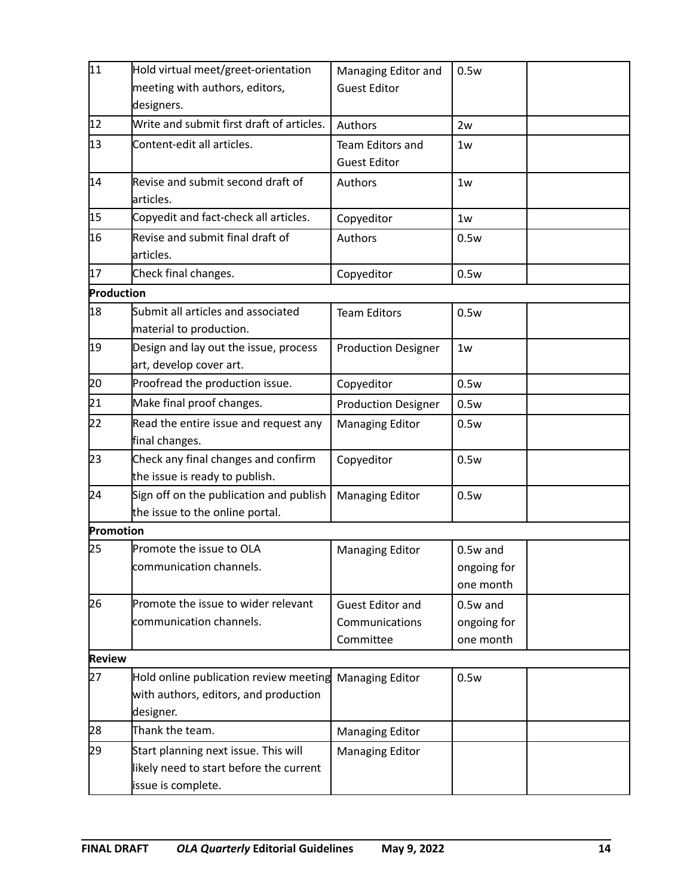| | | | | |
|---|---|---|---|---|
| 11 | Hold virtual meet/greet-orientation meeting with authors, editors, designers. | Managing Editor and Guest Editor | 0.5w | |
| 12 | Write and submit first draft of articles. | Authors | 2w | |
| 13 | Content-edit all articles. | Team Editors and Guest Editor | 1w | |
| 14 | Revise and submit second draft of articles. | Authors | 1w | |
| 15 | Copyedit and fact-check all articles. | Copyeditor | 1w | |
| 16 | Revise and submit final draft of articles. | Authors | 0.5w | |
| 17 | Check final changes. | Copyeditor | 0.5w | |
| **Production** | | | | |
| 18 | Submit all articles and associated material to production. | Team Editors | 0.5w | |
| 19 | Design and lay out the issue, process art, develop cover art. | Production Designer | 1w | |
| 20 | Proofread the production issue. | Copyeditor | 0.5w | |
| 21 | Make final proof changes. | Production Designer | 0.5w | |
| 22 | Read the entire issue and request any final changes. | Managing Editor | 0.5w | |
| 23 | Check any final changes and confirm the issue is ready to publish. | Copyeditor | 0.5w | |
| 24 | Sign off on the publication and publish the issue to the online portal. | Managing Editor | 0.5w | |
| **Promotion** | | | | |
| 25 | Promote the issue to OLA communication channels. | Managing Editor | 0.5w and ongoing for one month | |
| 26 | Promote the issue to wider relevant communication channels. | Guest Editor and Communications Committee | 0.5w and ongoing for one month | |
| **Review** | | | | |
| 27 | Hold online publication review meeting with authors, editors, and production designer. | Managing Editor | 0.5w | |
| 28 | Thank the team. | Managing Editor | | |
| 29 | Start planning next issue. This will likely need to start before the current issue is complete. | Managing Editor | | |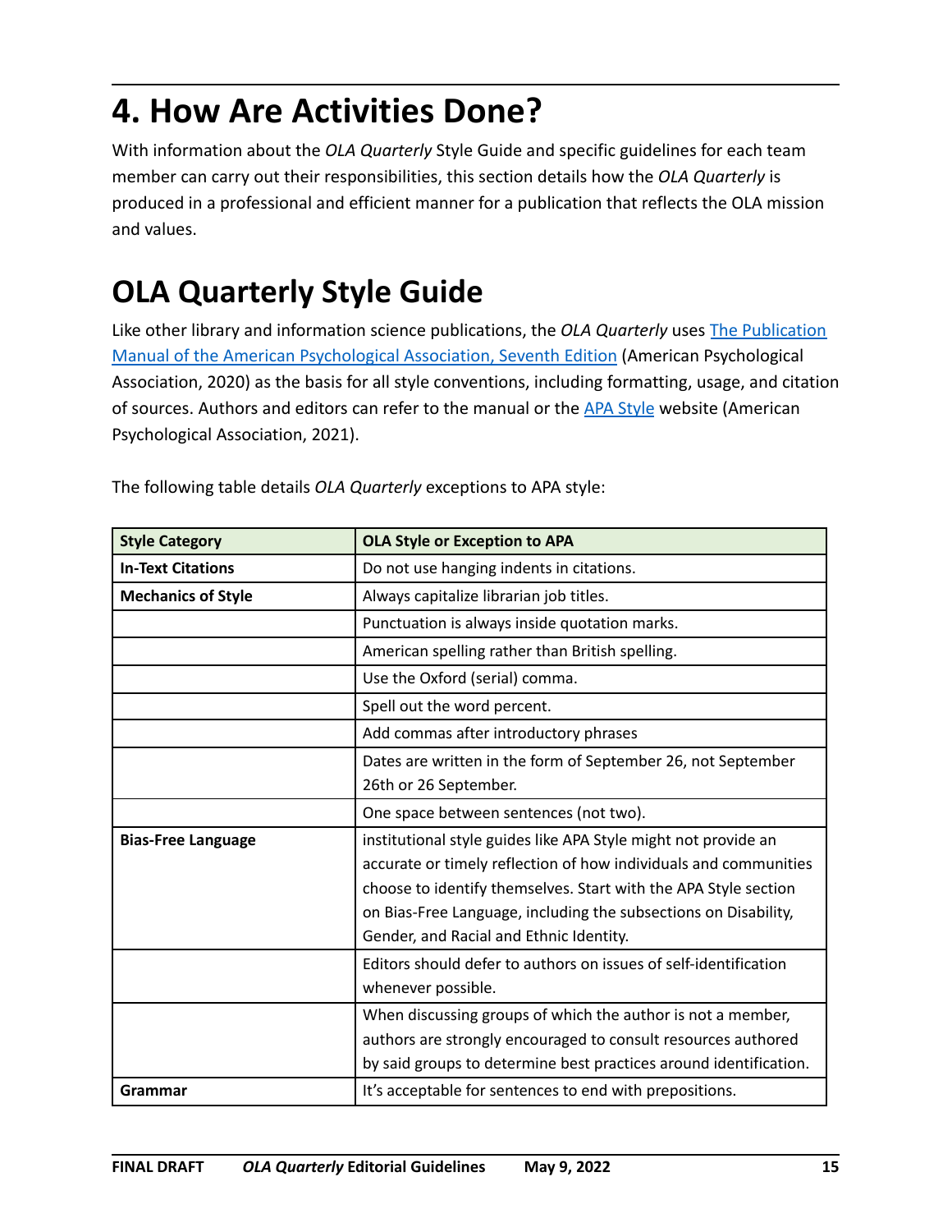# 4. How Are Activities Done?

With information about the *OLA Quarterly* Style Guide and specific guidelines for each team member can carry out their responsibilities, this section details how the *OLA Quarterly* is produced in a professional and efficient manner for a publication that reflects the OLA mission and values.

# OLA Quarterly Style Guide

Like other library and information science publications, the *OLA Quarterly* uses [The Publication Manual of the American Psychological Association, Seventh Edition]() (American Psychological Association, 2020) as the basis for all style conventions, including formatting, usage, and citation of sources. Authors and editors can refer to the manual or the [APA Style]() website (American Psychological Association, 2021).

The following table details *OLA Quarterly* exceptions to APA style:

| Style Category | OLA Style or Exception to APA |
|---|---|
| **In-Text Citations** | Do not use hanging indents in citations. |
| **Mechanics of Style** | Always capitalize librarian job titles. |
| | Punctuation is always inside quotation marks. |
| | American spelling rather than British spelling. |
| | Use the Oxford (serial) comma. |
| | Spell out the word percent. |
| | Add commas after introductory phrases |
| | Dates are written in the form of September 26, not September 26th or 26 September. |
| | One space between sentences (not two). |
| **Bias-Free Language** | institutional style guides like APA Style might not provide an accurate or timely reflection of how individuals and communities choose to identify themselves. Start with the APA Style section on Bias-Free Language, including the subsections on Disability, Gender, and Racial and Ethnic Identity. |
| | Editors should defer to authors on issues of self-identification whenever possible. |
| | When discussing groups of which the author is not a member, authors are strongly encouraged to consult resources authored by said groups to determine best practices around identification. |
| **Grammar** | It's acceptable for sentences to end with prepositions. |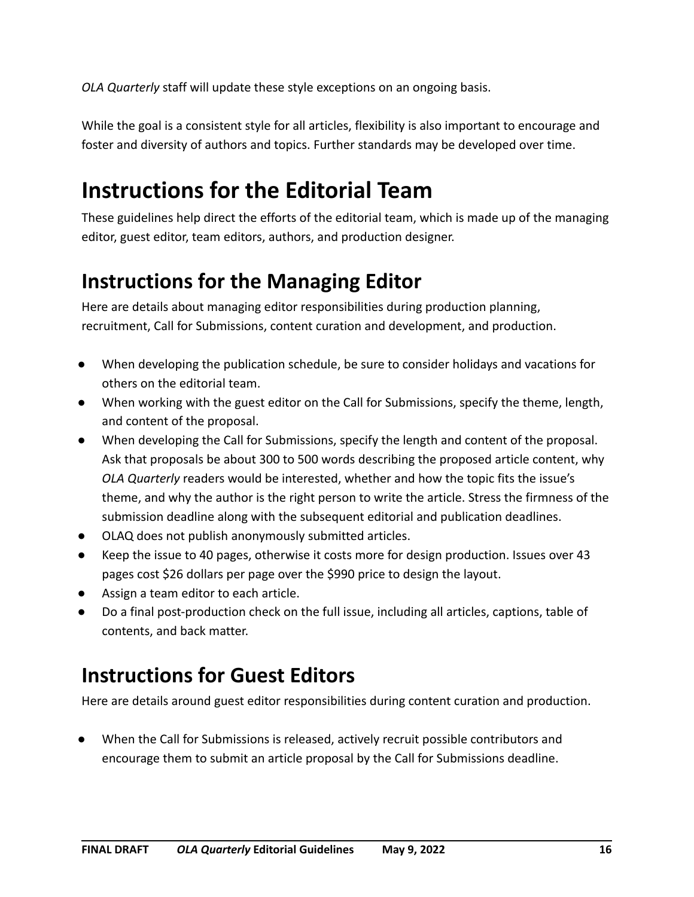*OLA Quarterly* staff will update these style exceptions on an ongoing basis.

While the goal is a consistent style for all articles, flexibility is also important to encourage and foster and diversity of authors and topics. Further standards may be developed over time.

# Instructions for the Editorial Team

These guidelines help direct the efforts of the editorial team, which is made up of the managing editor, guest editor, team editors, authors, and production designer.

## Instructions for the Managing Editor

Here are details about managing editor responsibilities during production planning, recruitment, Call for Submissions, content curation and development, and production.

- When developing the publication schedule, be sure to consider holidays and vacations for others on the editorial team.
- When working with the guest editor on the Call for Submissions, specify the theme, length, and content of the proposal.
- When developing the Call for Submissions, specify the length and content of the proposal. Ask that proposals be about 300 to 500 words describing the proposed article content, why *OLA Quarterly* readers would be interested, whether and how the topic fits the issue's theme, and why the author is the right person to write the article. Stress the firmness of the submission deadline along with the subsequent editorial and publication deadlines.
- OLAQ does not publish anonymously submitted articles.
- Keep the issue to 40 pages, otherwise it costs more for design production. Issues over 43 pages cost $26 dollars per page over the $990 price to design the layout.
- Assign a team editor to each article.
- Do a final post-production check on the full issue, including all articles, captions, table of contents, and back matter.

## Instructions for Guest Editors

Here are details around guest editor responsibilities during content curation and production.

- When the Call for Submissions is released, actively recruit possible contributors and encourage them to submit an article proposal by the Call for Submissions deadline.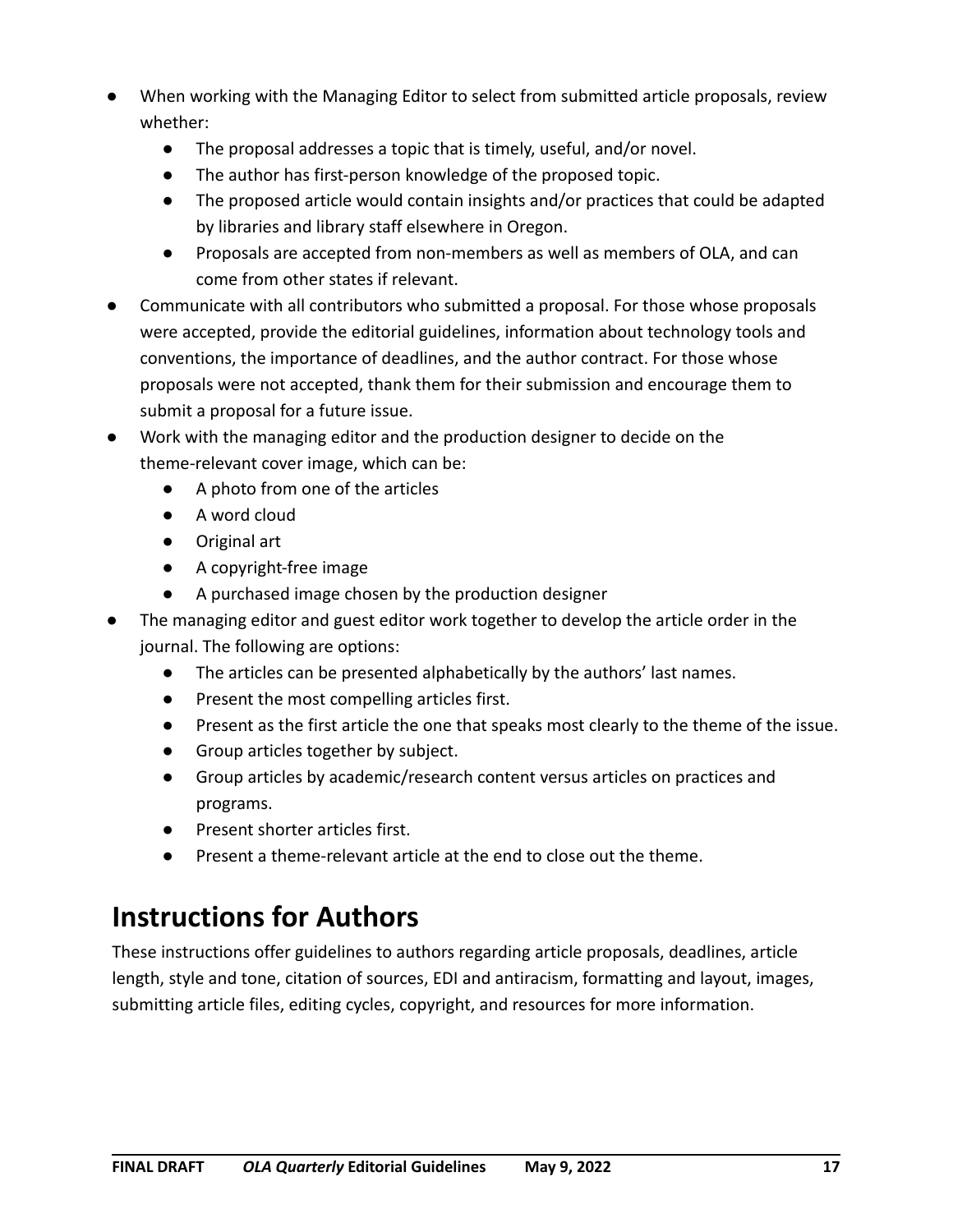- When working with the Managing Editor to select from submitted article proposals, review whether:
  - The proposal addresses a topic that is timely, useful, and/or novel.
  - The author has first-person knowledge of the proposed topic.
  - The proposed article would contain insights and/or practices that could be adapted by libraries and library staff elsewhere in Oregon.
  - Proposals are accepted from non-members as well as members of OLA, and can come from other states if relevant.
- Communicate with all contributors who submitted a proposal. For those whose proposals were accepted, provide the editorial guidelines, information about technology tools and conventions, the importance of deadlines, and the author contract. For those whose proposals were not accepted, thank them for their submission and encourage them to submit a proposal for a future issue.
- Work with the managing editor and the production designer to decide on the theme-relevant cover image, which can be:
  - A photo from one of the articles
  - A word cloud
  - Original art
  - A copyright-free image
  - A purchased image chosen by the production designer
- The managing editor and guest editor work together to develop the article order in the journal. The following are options:
  - The articles can be presented alphabetically by the authors' last names.
  - Present the most compelling articles first.
  - Present as the first article the one that speaks most clearly to the theme of the issue.
  - Group articles together by subject.
  - Group articles by academic/research content versus articles on practices and programs.
  - Present shorter articles first.
  - Present a theme-relevant article at the end to close out the theme.

# Instructions for Authors

These instructions offer guidelines to authors regarding article proposals, deadlines, article length, style and tone, citation of sources, EDI and antiracism, formatting and layout, images, submitting article files, editing cycles, copyright, and resources for more information.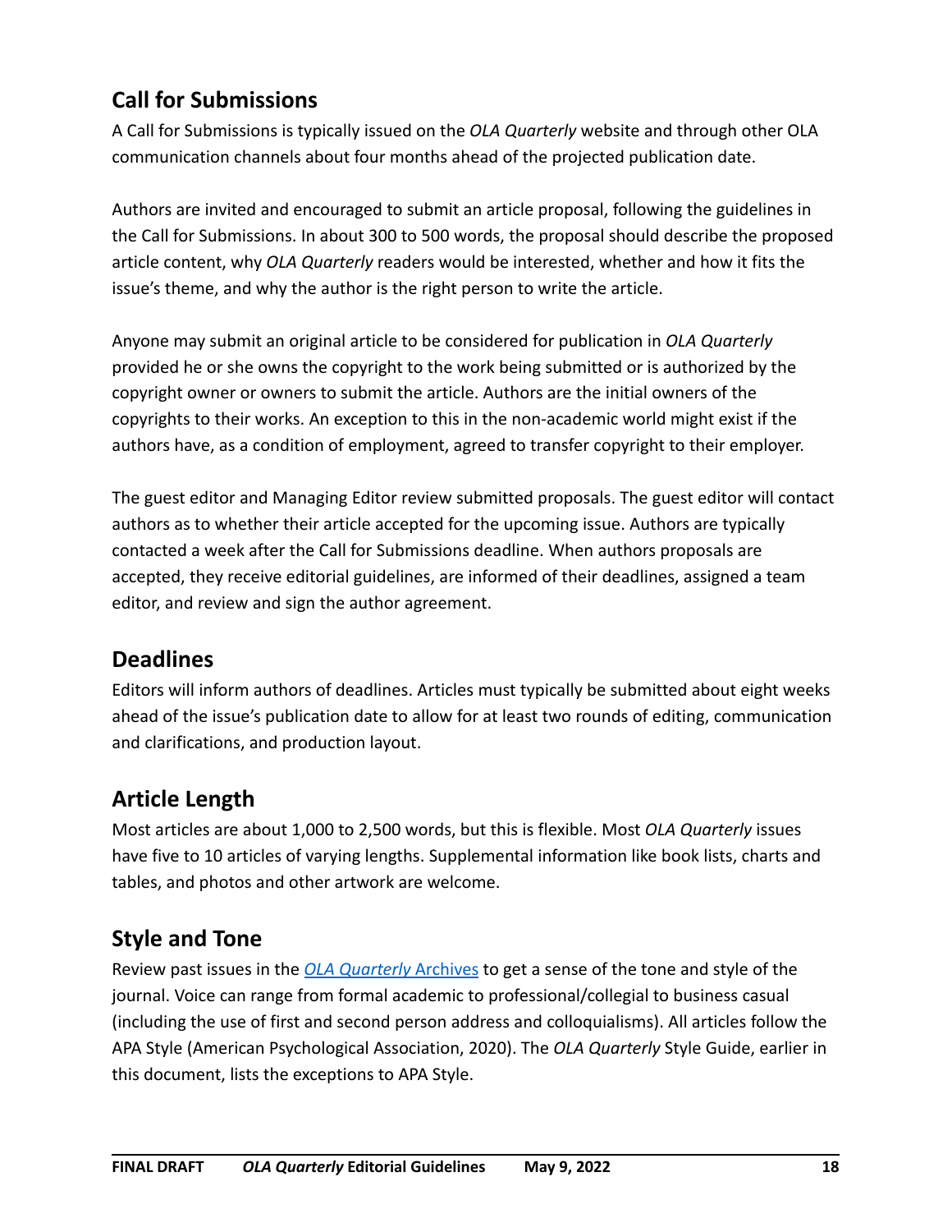## Call for Submissions

A Call for Submissions is typically issued on the *OLA Quarterly* website and through other OLA communication channels about four months ahead of the projected publication date.

Authors are invited and encouraged to submit an article proposal, following the guidelines in the Call for Submissions. In about 300 to 500 words, the proposal should describe the proposed article content, why *OLA Quarterly* readers would be interested, whether and how it fits the issue's theme, and why the author is the right person to write the article.

Anyone may submit an original article to be considered for publication in *OLA Quarterly* provided he or she owns the copyright to the work being submitted or is authorized by the copyright owner or owners to submit the article. Authors are the initial owners of the copyrights to their works. An exception to this in the non-academic world might exist if the authors have, as a condition of employment, agreed to transfer copyright to their employer.

The guest editor and Managing Editor review submitted proposals. The guest editor will contact authors as to whether their article accepted for the upcoming issue. Authors are typically contacted a week after the Call for Submissions deadline. When authors proposals are accepted, they receive editorial guidelines, are informed of their deadlines, assigned a team editor, and review and sign the author agreement.

## Deadlines

Editors will inform authors of deadlines. Articles must typically be submitted about eight weeks ahead of the issue's publication date to allow for at least two rounds of editing, communication and clarifications, and production layout.

## Article Length

Most articles are about 1,000 to 2,500 words, but this is flexible. Most *OLA Quarterly* issues have five to 10 articles of varying lengths. Supplemental information like book lists, charts and tables, and photos and other artwork are welcome.

## Style and Tone

Review past issues in the [*OLA Quarterly* Archives] to get a sense of the tone and style of the journal. Voice can range from formal academic to professional/collegial to business casual (including the use of first and second person address and colloquialisms). All articles follow the APA Style (American Psychological Association, 2020). The *OLA Quarterly* Style Guide, earlier in this document, lists the exceptions to APA Style.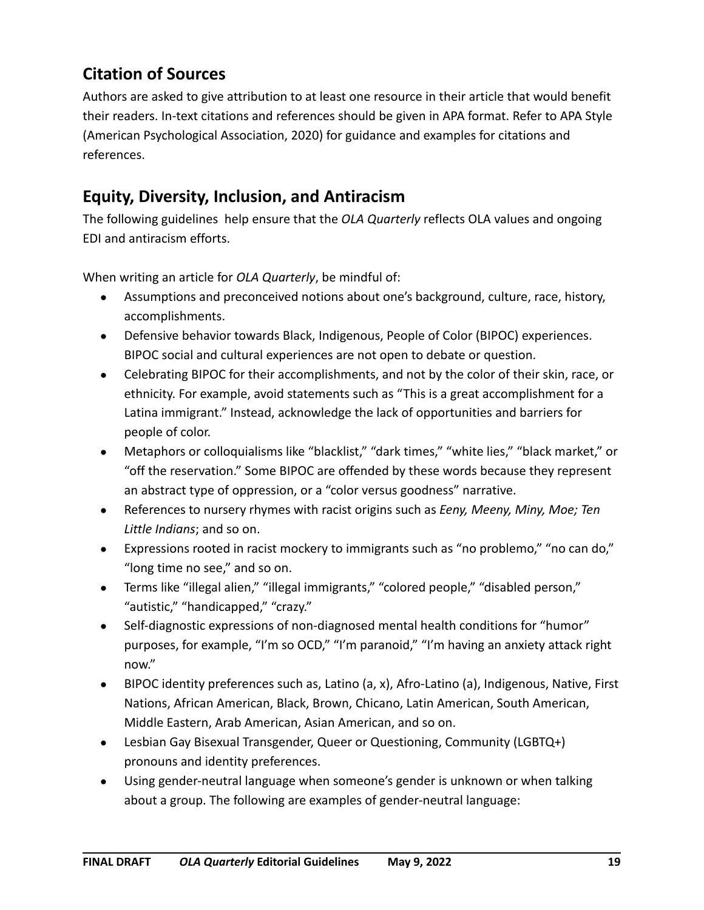## Citation of Sources

Authors are asked to give attribution to at least one resource in their article that would benefit their readers. In-text citations and references should be given in APA format. Refer to APA Style (American Psychological Association, 2020) for guidance and examples for citations and references.

## Equity, Diversity, Inclusion, and Antiracism

The following guidelines help ensure that the *OLA Quarterly* reflects OLA values and ongoing EDI and antiracism efforts.

When writing an article for *OLA Quarterly*, be mindful of:

- Assumptions and preconceived notions about one's background, culture, race, history, accomplishments.
- Defensive behavior towards Black, Indigenous, People of Color (BIPOC) experiences. BIPOC social and cultural experiences are not open to debate or question.
- Celebrating BIPOC for their accomplishments, and not by the color of their skin, race, or ethnicity. For example, avoid statements such as "This is a great accomplishment for a Latina immigrant." Instead, acknowledge the lack of opportunities and barriers for people of color.
- Metaphors or colloquialisms like "blacklist," "dark times," "white lies," "black market," or "off the reservation." Some BIPOC are offended by these words because they represent an abstract type of oppression, or a "color versus goodness" narrative.
- References to nursery rhymes with racist origins such as *Eeny, Meeny, Miny, Moe; Ten Little Indians*; and so on.
- Expressions rooted in racist mockery to immigrants such as "no problemo," "no can do," "long time no see," and so on.
- Terms like "illegal alien," "illegal immigrants," "colored people," "disabled person," "autistic," "handicapped," "crazy."
- Self-diagnostic expressions of non-diagnosed mental health conditions for "humor" purposes, for example, "I'm so OCD," "I'm paranoid," "I'm having an anxiety attack right now."
- BIPOC identity preferences such as, Latino (a, x), Afro-Latino (a), Indigenous, Native, First Nations, African American, Black, Brown, Chicano, Latin American, South American, Middle Eastern, Arab American, Asian American, and so on.
- Lesbian Gay Bisexual Transgender, Queer or Questioning, Community (LGBTQ+) pronouns and identity preferences.
- Using gender-neutral language when someone's gender is unknown or when talking about a group. The following are examples of gender-neutral language: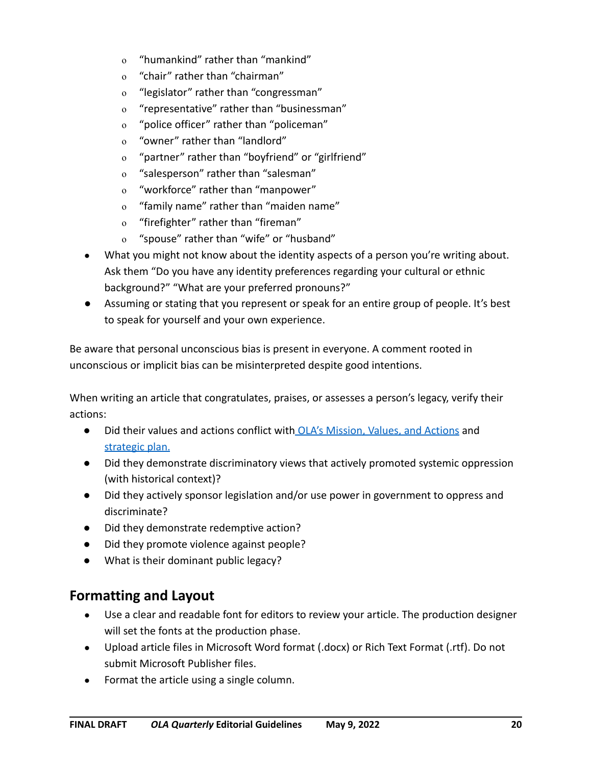- "humankind" rather than "mankind"
    - "chair" rather than "chairman"
    - "legislator" rather than "congressman"
    - "representative" rather than "businessman"
    - "police officer" rather than "policeman"
    - "owner" rather than "landlord"
    - "partner" rather than "boyfriend" or "girlfriend"
    - "salesperson" rather than "salesman"
    - "workforce" rather than "manpower"
    - "family name" rather than "maiden name"
    - "firefighter" rather than "fireman"
    - "spouse" rather than "wife" or "husband"
- What you might not know about the identity aspects of a person you're writing about. Ask them "Do you have any identity preferences regarding your cultural or ethnic background?" "What are your preferred pronouns?"
- Assuming or stating that you represent or speak for an entire group of people. It's best to speak for yourself and your own experience.

Be aware that personal unconscious bias is present in everyone. A comment rooted in unconscious or implicit bias can be misinterpreted despite good intentions.

When writing an article that congratulates, praises, or assesses a person's legacy, verify their actions:

- Did their values and actions conflict with OLA's Mission, Values, and Actions and strategic plan.
- Did they demonstrate discriminatory views that actively promoted systemic oppression (with historical context)?
- Did they actively sponsor legislation and/or use power in government to oppress and discriminate?
- Did they demonstrate redemptive action?
- Did they promote violence against people?
- What is their dominant public legacy?

## Formatting and Layout

- Use a clear and readable font for editors to review your article. The production designer will set the fonts at the production phase.
- Upload article files in Microsoft Word format (.docx) or Rich Text Format (.rtf). Do not submit Microsoft Publisher files.
- Format the article using a single column.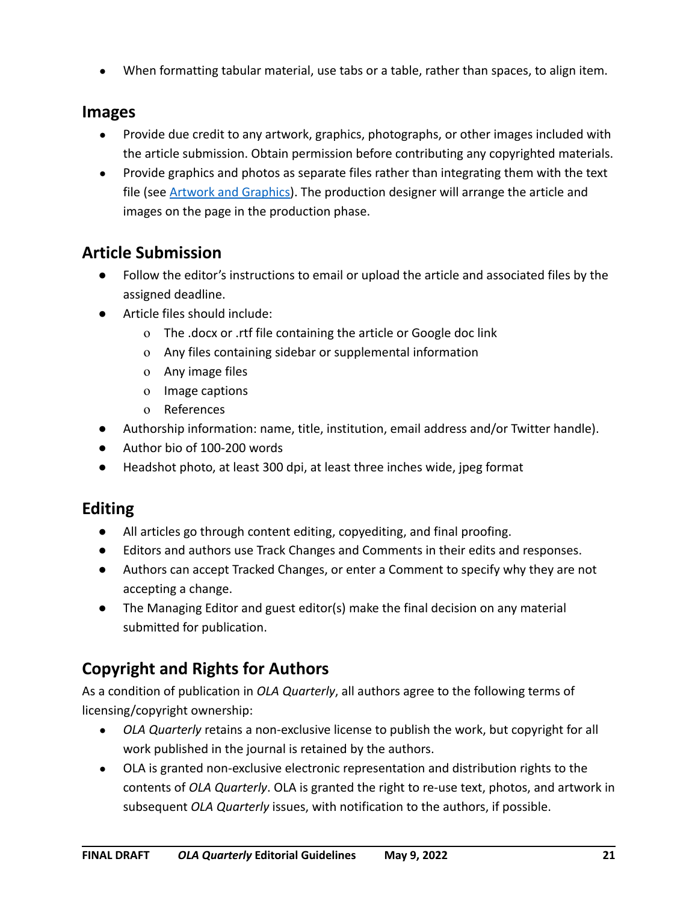- When formatting tabular material, use tabs or a table, rather than spaces, to align item.

## Images

- Provide due credit to any artwork, graphics, photographs, or other images included with the article submission. Obtain permission before contributing any copyrighted materials.
- Provide graphics and photos as separate files rather than integrating them with the text file (see [Artwork and Graphics](#)). The production designer will arrange the article and images on the page in the production phase.

## Article Submission

- Follow the editor's instructions to email or upload the article and associated files by the assigned deadline.
- Article files should include:
  - The .docx or .rtf file containing the article or Google doc link
  - Any files containing sidebar or supplemental information
  - Any image files
  - Image captions
  - References
- Authorship information: name, title, institution, email address and/or Twitter handle).
- Author bio of 100-200 words
- Headshot photo, at least 300 dpi, at least three inches wide, jpeg format

## Editing

- All articles go through content editing, copyediting, and final proofing.
- Editors and authors use Track Changes and Comments in their edits and responses.
- Authors can accept Tracked Changes, or enter a Comment to specify why they are not accepting a change.
- The Managing Editor and guest editor(s) make the final decision on any material submitted for publication.

## Copyright and Rights for Authors

As a condition of publication in *OLA Quarterly*, all authors agree to the following terms of licensing/copyright ownership:

- *OLA Quarterly* retains a non-exclusive license to publish the work, but copyright for all work published in the journal is retained by the authors.
- OLA is granted non-exclusive electronic representation and distribution rights to the contents of *OLA Quarterly*. OLA is granted the right to re-use text, photos, and artwork in subsequent *OLA Quarterly* issues, with notification to the authors, if possible.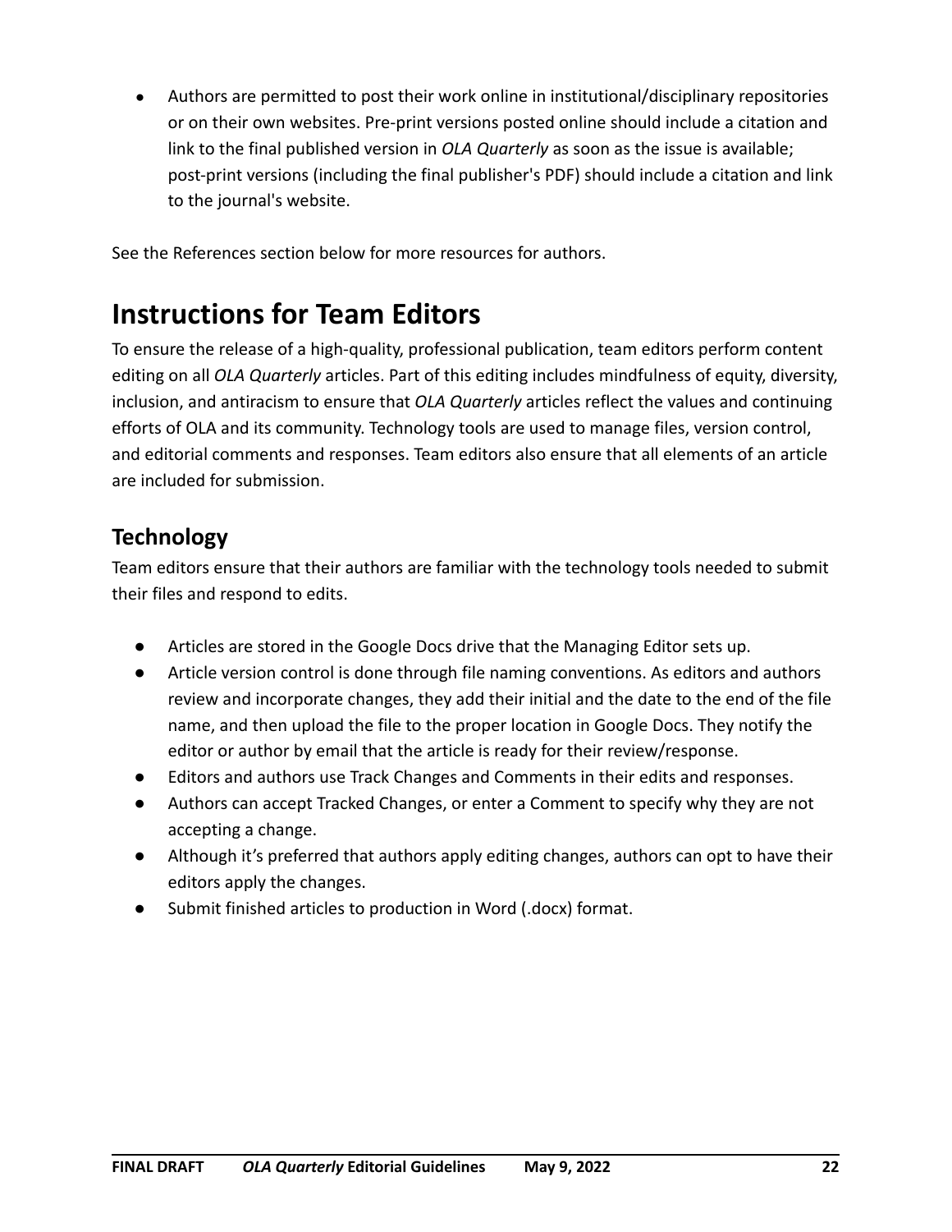- Authors are permitted to post their work online in institutional/disciplinary repositories or on their own websites. Pre-print versions posted online should include a citation and link to the final published version in *OLA Quarterly* as soon as the issue is available; post-print versions (including the final publisher's PDF) should include a citation and link to the journal's website.

See the References section below for more resources for authors.

# Instructions for Team Editors

To ensure the release of a high-quality, professional publication, team editors perform content editing on all *OLA Quarterly* articles. Part of this editing includes mindfulness of equity, diversity, inclusion, and antiracism to ensure that *OLA Quarterly* articles reflect the values and continuing efforts of OLA and its community. Technology tools are used to manage files, version control, and editorial comments and responses. Team editors also ensure that all elements of an article are included for submission.

## Technology

Team editors ensure that their authors are familiar with the technology tools needed to submit their files and respond to edits.

- Articles are stored in the Google Docs drive that the Managing Editor sets up.
- Article version control is done through file naming conventions. As editors and authors review and incorporate changes, they add their initial and the date to the end of the file name, and then upload the file to the proper location in Google Docs. They notify the editor or author by email that the article is ready for their review/response.
- Editors and authors use Track Changes and Comments in their edits and responses.
- Authors can accept Tracked Changes, or enter a Comment to specify why they are not accepting a change.
- Although it's preferred that authors apply editing changes, authors can opt to have their editors apply the changes.
- Submit finished articles to production in Word (.docx) format.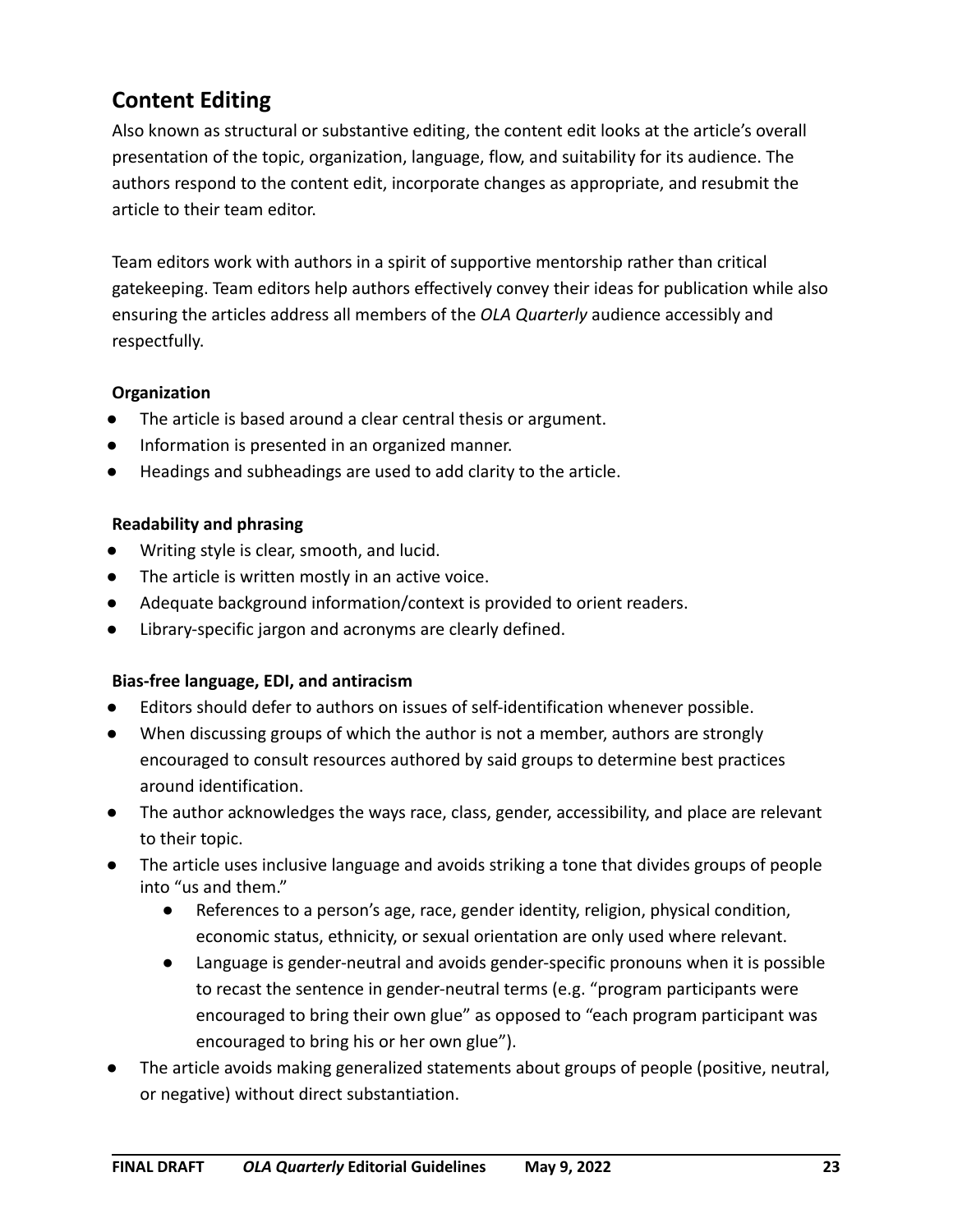## Content Editing

Also known as structural or substantive editing, the content edit looks at the article's overall presentation of the topic, organization, language, flow, and suitability for its audience. The authors respond to the content edit, incorporate changes as appropriate, and resubmit the article to their team editor.

Team editors work with authors in a spirit of supportive mentorship rather than critical gatekeeping. Team editors help authors effectively convey their ideas for publication while also ensuring the articles address all members of the *OLA Quarterly* audience accessibly and respectfully.

**Organization**

- The article is based around a clear central thesis or argument.
- Information is presented in an organized manner.
- Headings and subheadings are used to add clarity to the article.

**Readability and phrasing**

- Writing style is clear, smooth, and lucid.
- The article is written mostly in an active voice.
- Adequate background information/context is provided to orient readers.
- Library-specific jargon and acronyms are clearly defined.

**Bias-free language, EDI, and antiracism**

- Editors should defer to authors on issues of self-identification whenever possible.
- When discussing groups of which the author is not a member, authors are strongly encouraged to consult resources authored by said groups to determine best practices around identification.
- The author acknowledges the ways race, class, gender, accessibility, and place are relevant to their topic.
- The article uses inclusive language and avoids striking a tone that divides groups of people into "us and them."
  - References to a person's age, race, gender identity, religion, physical condition, economic status, ethnicity, or sexual orientation are only used where relevant.
  - Language is gender-neutral and avoids gender-specific pronouns when it is possible to recast the sentence in gender-neutral terms (e.g. "program participants were encouraged to bring their own glue" as opposed to "each program participant was encouraged to bring his or her own glue").
- The article avoids making generalized statements about groups of people (positive, neutral, or negative) without direct substantiation.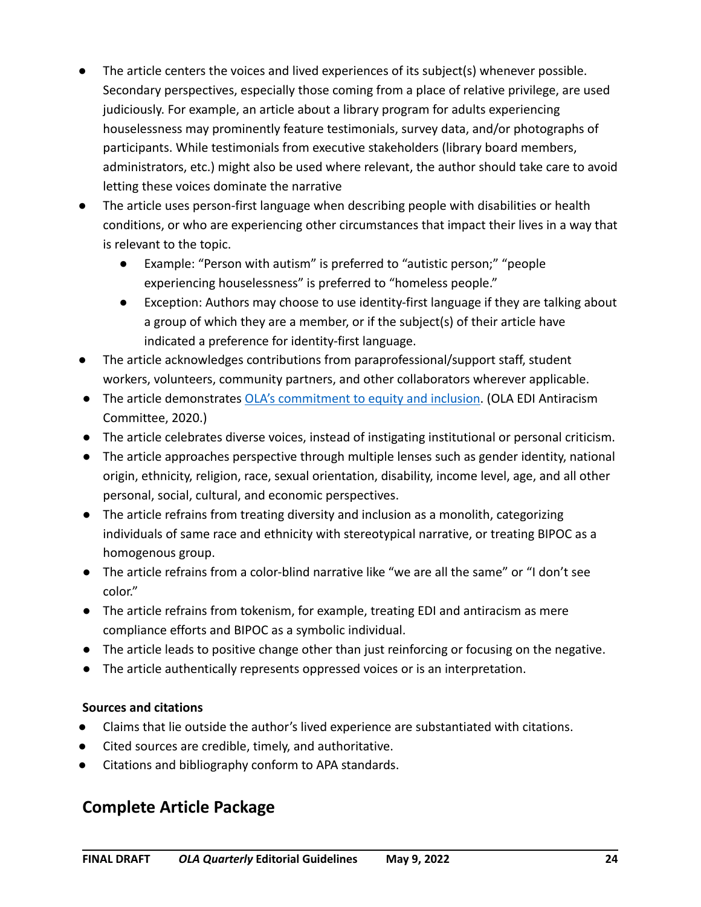- The article centers the voices and lived experiences of its subject(s) whenever possible. Secondary perspectives, especially those coming from a place of relative privilege, are used judiciously. For example, an article about a library program for adults experiencing houselessness may prominently feature testimonials, survey data, and/or photographs of participants. While testimonials from executive stakeholders (library board members, administrators, etc.) might also be used where relevant, the author should take care to avoid letting these voices dominate the narrative
- The article uses person-first language when describing people with disabilities or health conditions, or who are experiencing other circumstances that impact their lives in a way that is relevant to the topic.
  - Example: "Person with autism" is preferred to "autistic person;" "people experiencing houselessness" is preferred to "homeless people."
  - Exception: Authors may choose to use identity-first language if they are talking about a group of which they are a member, or if the subject(s) of their article have indicated a preference for identity-first language.
- The article acknowledges contributions from paraprofessional/support staff, student workers, volunteers, community partners, and other collaborators wherever applicable.
- The article demonstrates [OLA's commitment to equity and inclusion](). (OLA EDI Antiracism Committee, 2020.)
- The article celebrates diverse voices, instead of instigating institutional or personal criticism.
- The article approaches perspective through multiple lenses such as gender identity, national origin, ethnicity, religion, race, sexual orientation, disability, income level, age, and all other personal, social, cultural, and economic perspectives.
- The article refrains from treating diversity and inclusion as a monolith, categorizing individuals of same race and ethnicity with stereotypical narrative, or treating BIPOC as a homogenous group.
- The article refrains from a color-blind narrative like "we are all the same" or "I don't see color."
- The article refrains from tokenism, for example, treating EDI and antiracism as mere compliance efforts and BIPOC as a symbolic individual.
- The article leads to positive change other than just reinforcing or focusing on the negative.
- The article authentically represents oppressed voices or is an interpretation.

**Sources and citations**

- Claims that lie outside the author's lived experience are substantiated with citations.
- Cited sources are credible, timely, and authoritative.
- Citations and bibliography conform to APA standards.

## Complete Article Package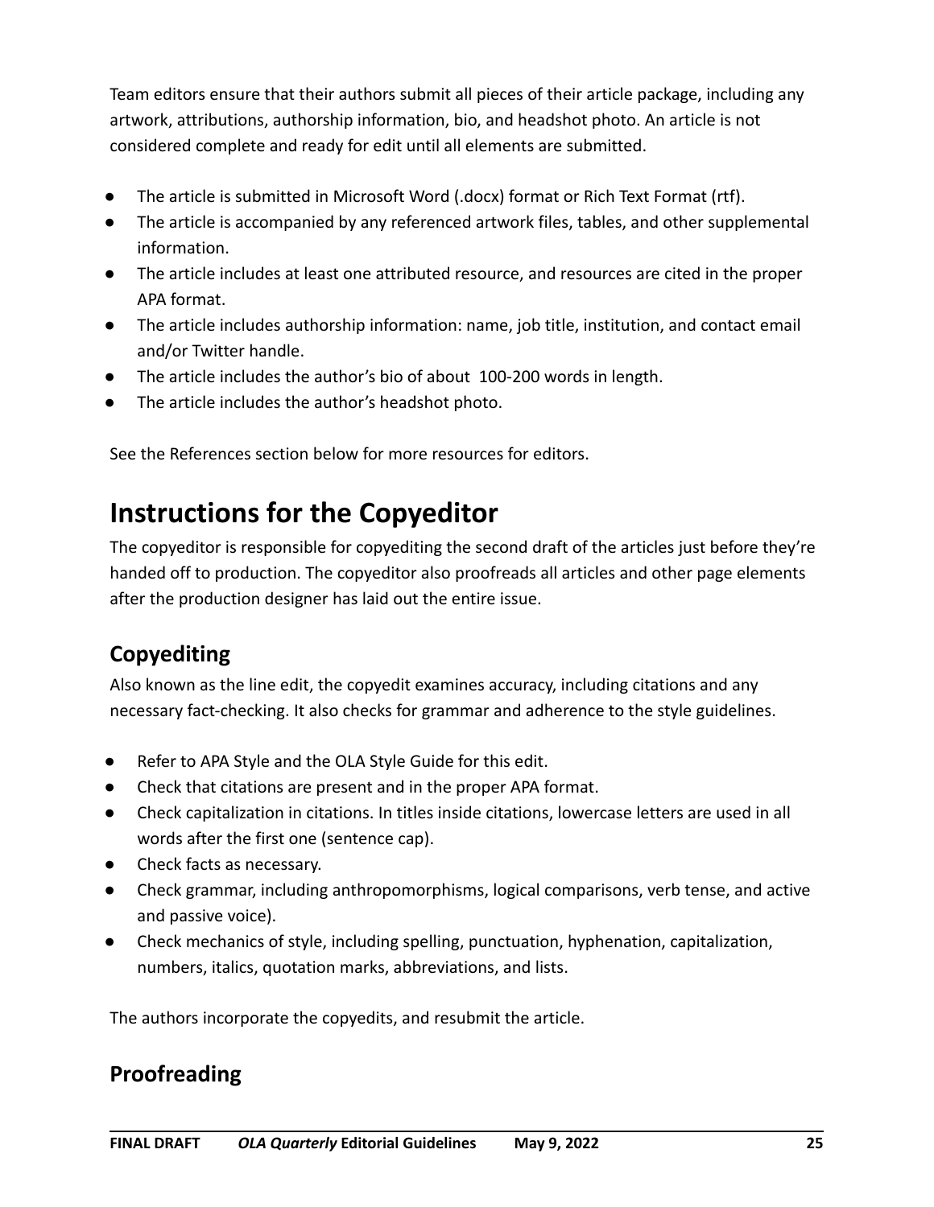Team editors ensure that their authors submit all pieces of their article package, including any artwork, attributions, authorship information, bio, and headshot photo. An article is not considered complete and ready for edit until all elements are submitted.

- The article is submitted in Microsoft Word (.docx) format or Rich Text Format (rtf).
- The article is accompanied by any referenced artwork files, tables, and other supplemental information.
- The article includes at least one attributed resource, and resources are cited in the proper APA format.
- The article includes authorship information: name, job title, institution, and contact email and/or Twitter handle.
- The article includes the author's bio of about 100-200 words in length.
- The article includes the author's headshot photo.

See the References section below for more resources for editors.

# Instructions for the Copyeditor

The copyeditor is responsible for copyediting the second draft of the articles just before they're handed off to production. The copyeditor also proofreads all articles and other page elements after the production designer has laid out the entire issue.

## Copyediting

Also known as the line edit, the copyedit examines accuracy, including citations and any necessary fact-checking. It also checks for grammar and adherence to the style guidelines.

- Refer to APA Style and the OLA Style Guide for this edit.
- Check that citations are present and in the proper APA format.
- Check capitalization in citations. In titles inside citations, lowercase letters are used in all words after the first one (sentence cap).
- Check facts as necessary.
- Check grammar, including anthropomorphisms, logical comparisons, verb tense, and active and passive voice).
- Check mechanics of style, including spelling, punctuation, hyphenation, capitalization, numbers, italics, quotation marks, abbreviations, and lists.

The authors incorporate the copyedits, and resubmit the article.

## Proofreading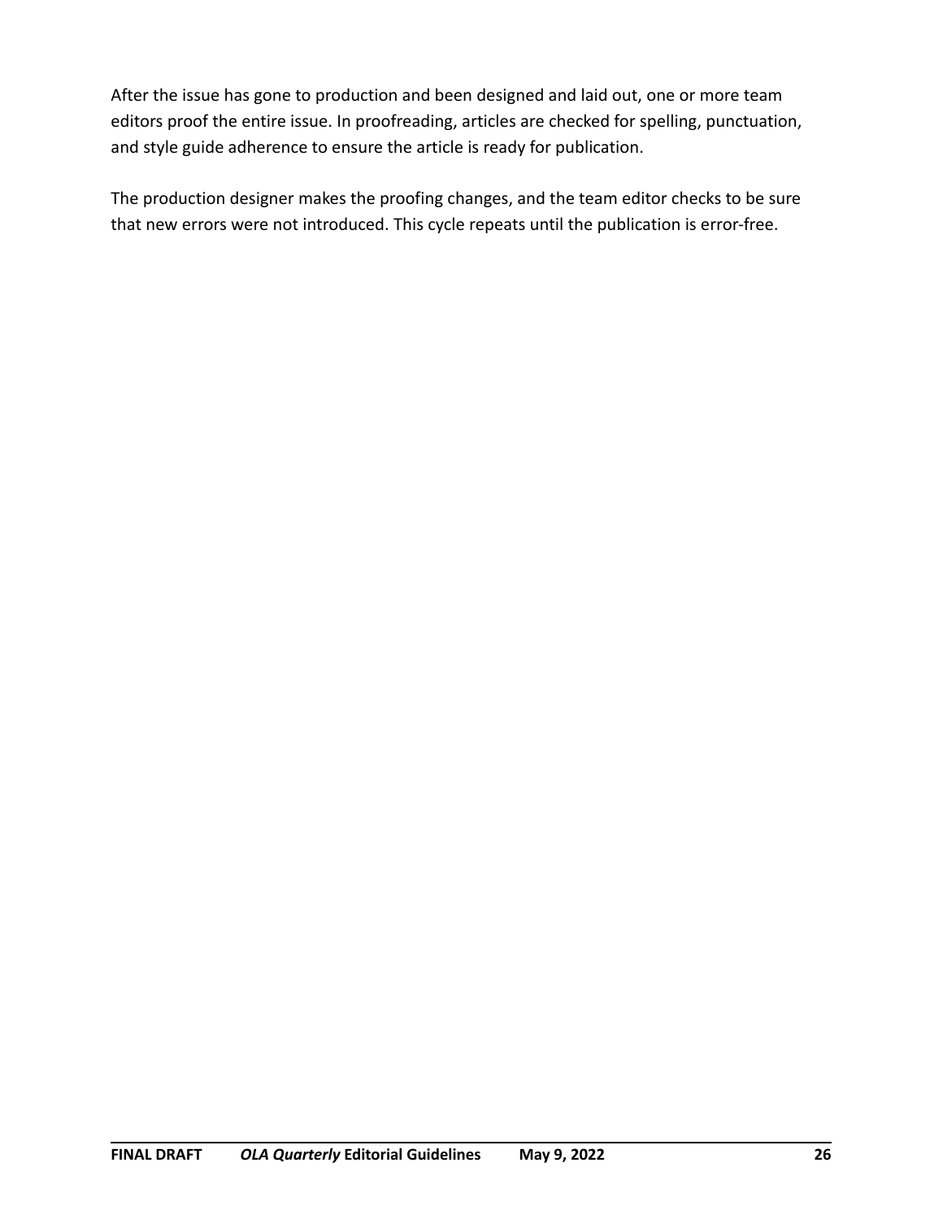After the issue has gone to production and been designed and laid out, one or more team editors proof the entire issue. In proofreading, articles are checked for spelling, punctuation, and style guide adherence to ensure the article is ready for publication.

The production designer makes the proofing changes, and the team editor checks to be sure that new errors were not introduced. This cycle repeats until the publication is error-free.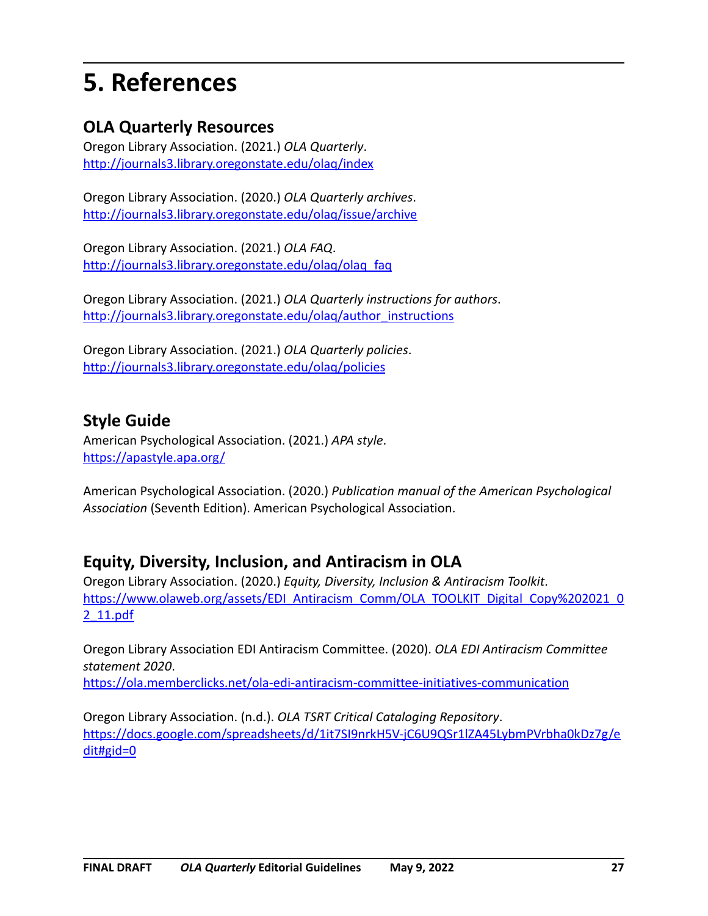# 5. References

## OLA Quarterly Resources

Oregon Library Association. (2021.) *OLA Quarterly*. http://journals3.library.oregonstate.edu/olaq/index

Oregon Library Association. (2020.) *OLA Quarterly archives*. http://journals3.library.oregonstate.edu/olaq/issue/archive

Oregon Library Association. (2021.) *OLA FAQ*. http://journals3.library.oregonstate.edu/olaq/olaq_faq

Oregon Library Association. (2021.) *OLA Quarterly instructions for authors*. http://journals3.library.oregonstate.edu/olaq/author_instructions

Oregon Library Association. (2021.) *OLA Quarterly policies*. http://journals3.library.oregonstate.edu/olaq/policies

## Style Guide

American Psychological Association. (2021.) *APA style*. https://apastyle.apa.org/

American Psychological Association. (2020.) *Publication manual of the American Psychological Association* (Seventh Edition). American Psychological Association.

## Equity, Diversity, Inclusion, and Antiracism in OLA

Oregon Library Association. (2020.) *Equity, Diversity, Inclusion & Antiracism Toolkit*. https://www.olaweb.org/assets/EDI_Antiracism_Comm/OLA_TOOLKIT_Digital_Copy%202021_02_11.pdf

Oregon Library Association EDI Antiracism Committee. (2020). *OLA EDI Antiracism Committee statement 2020*. https://ola.memberclicks.net/ola-edi-antiracism-committee-initiatives-communication

Oregon Library Association. (n.d.). *OLA TSRT Critical Cataloging Repository*. https://docs.google.com/spreadsheets/d/1it7SI9nrkH5V-jC6U9QSr1lZA45LybmPVrbha0kDz7g/edit#gid=0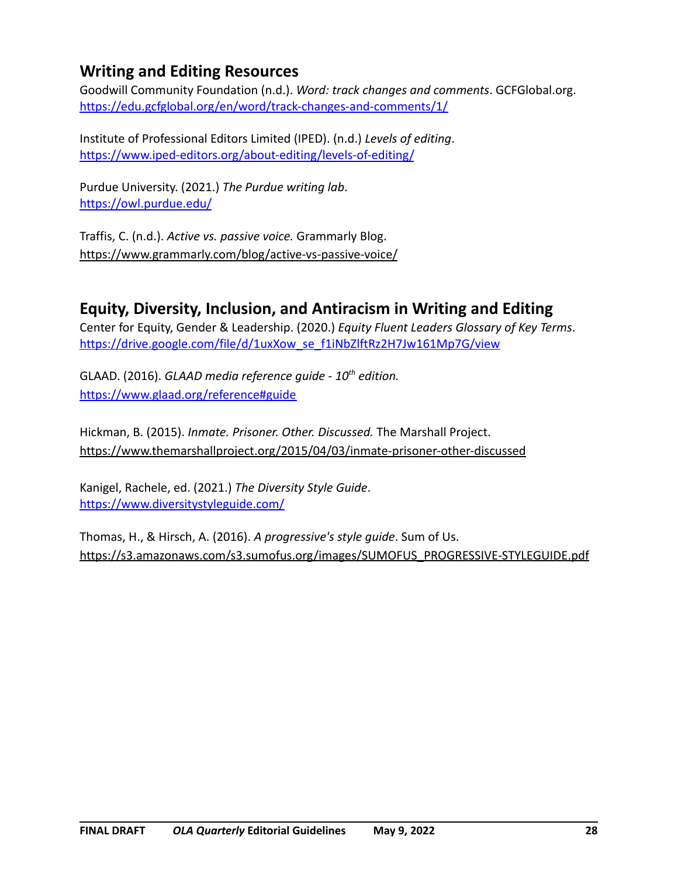## Writing and Editing Resources

Goodwill Community Foundation (n.d.). *Word: track changes and comments*. GCFGlobal.org. https://edu.gcfglobal.org/en/word/track-changes-and-comments/1/

Institute of Professional Editors Limited (IPED). (n.d.) *Levels of editing*. https://www.iped-editors.org/about-editing/levels-of-editing/

Purdue University. (2021.) *The Purdue writing lab*. https://owl.purdue.edu/

Traffis, C. (n.d.). *Active vs. passive voice.* Grammarly Blog. https://www.grammarly.com/blog/active-vs-passive-voice/

## Equity, Diversity, Inclusion, and Antiracism in Writing and Editing

Center for Equity, Gender & Leadership. (2020.) *Equity Fluent Leaders Glossary of Key Terms*. https://drive.google.com/file/d/1uxXow_se_f1iNbZlftRz2H7Jw161Mp7G/view

GLAAD. (2016). *GLAAD media reference guide - 10th edition.* https://www.glaad.org/reference#guide

Hickman, B. (2015). *Inmate. Prisoner. Other. Discussed.* The Marshall Project. https://www.themarshallproject.org/2015/04/03/inmate-prisoner-other-discussed

Kanigel, Rachele, ed. (2021.) *The Diversity Style Guide*. https://www.diversitystyleguide.com/

Thomas, H., & Hirsch, A. (2016). *A progressive's style guide*. Sum of Us. https://s3.amazonaws.com/s3.sumofus.org/images/SUMOFUS_PROGRESSIVE-STYLEGUIDE.pdf